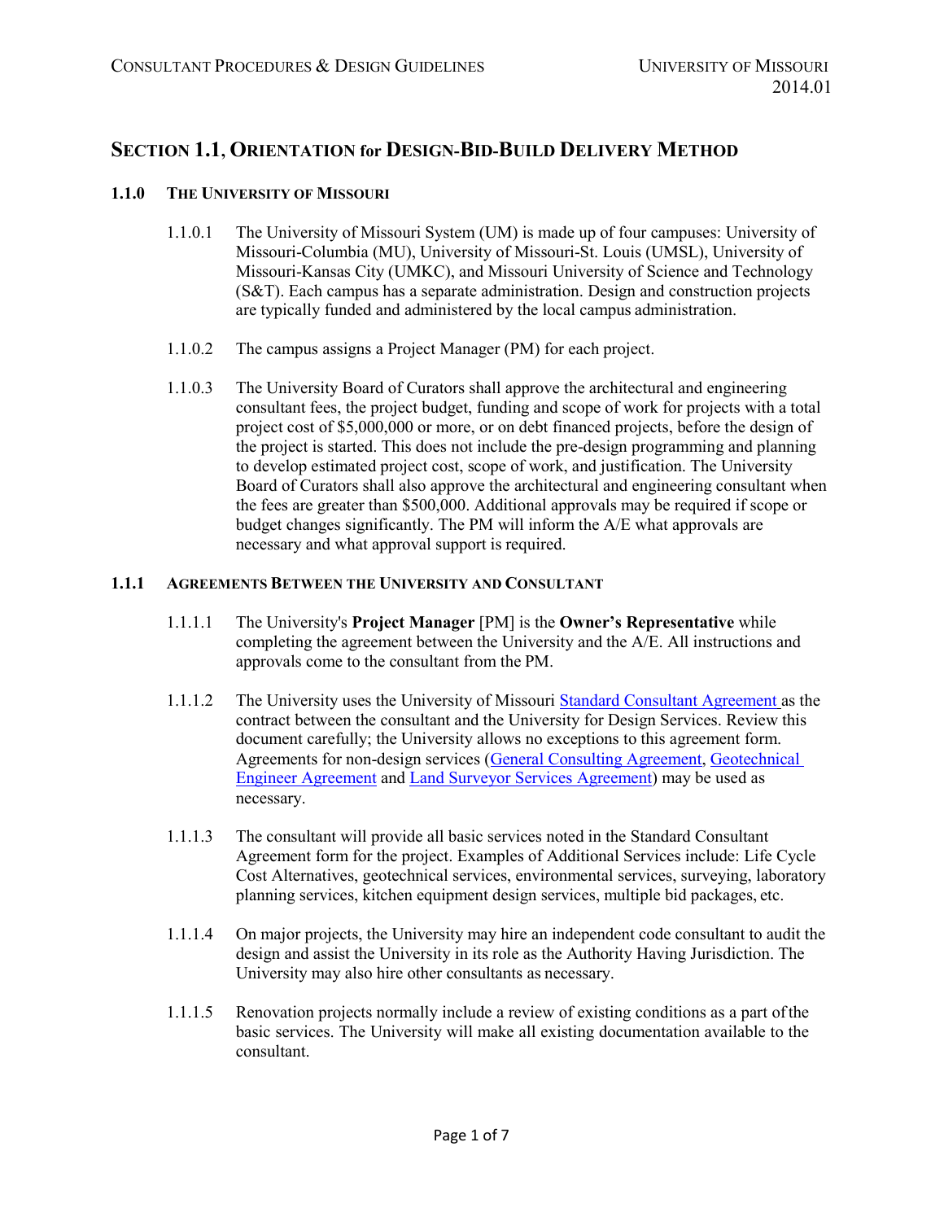# SECTION 1.1, ORIENTATION for DESIGN-BID-BUILD DELIVERY METHOD

## 1.1.0 THE UNIVERSITY OF MISSOURI

1.1.0.1 The University of Missouri System (UM) is made up of four campuses: University of Missouri-Columbia (MU), University of Missouri-St. Louis (UMSL), University of Missouri-Kansas City (UMKC), and Missouri University of Science and Technology (S&T). Each campus has a separate administration. Design and construction projects are typically funded and administered by the local campus administration.

1.1.0.2 The campus assigns a Project Manager (PM) for each project.

1.1.0.3 The University Board of Curators shall approve the architectural and engineering consultant fees, the project budget, funding and scope of work for projects with a total project cost of $5,000,000 or more, or on debt financed projects, before the design of the project is started. This does not include the pre-design programming and planning to develop estimated project cost, scope of work, and justification. The University Board of Curators shall also approve the architectural and engineering consultant when the fees are greater than $500,000. Additional approvals may be required if scope or budget changes significantly. The PM will inform the A/E what approvals are necessary and what approval support is required.

## 1.1.1 AGREEMENTS BETWEEN THE UNIVERSITY AND CONSULTANT

1.1.1.1 The University's **Project Manager** [PM] is the **Owner's Representative** while completing the agreement between the University and the A/E. All instructions and approvals come to the consultant from the PM.

1.1.1.2 The University uses the University of Missouri Standard Consultant Agreement as the contract between the consultant and the University for Design Services. Review this document carefully; the University allows no exceptions to this agreement form. Agreements for non-design services (General Consulting Agreement, Geotechnical Engineer Agreement and Land Surveyor Services Agreement) may be used as necessary.

1.1.1.3 The consultant will provide all basic services noted in the Standard Consultant Agreement form for the project. Examples of Additional Services include: Life Cycle Cost Alternatives, geotechnical services, environmental services, surveying, laboratory planning services, kitchen equipment design services, multiple bid packages, etc.

1.1.1.4 On major projects, the University may hire an independent code consultant to audit the design and assist the University in its role as the Authority Having Jurisdiction. The University may also hire other consultants as necessary.

1.1.1.5 Renovation projects normally include a review of existing conditions as a part of the basic services. The University will make all existing documentation available to the consultant.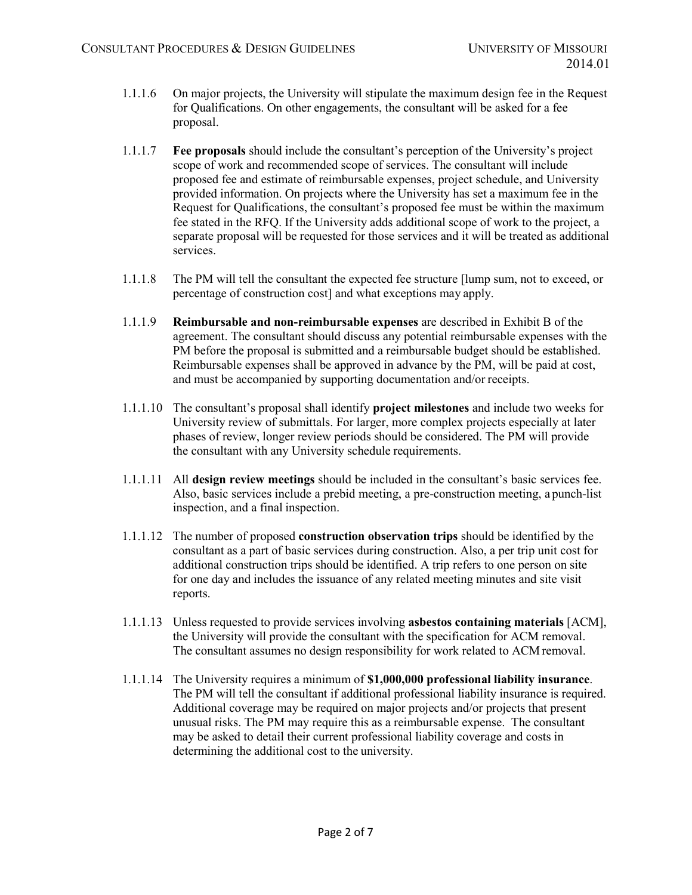1.1.1.6 On major projects, the University will stipulate the maximum design fee in the Request for Qualifications. On other engagements, the consultant will be asked for a fee proposal.

1.1.1.7 **Fee proposals** should include the consultant's perception of the University's project scope of work and recommended scope of services. The consultant will include proposed fee and estimate of reimbursable expenses, project schedule, and University provided information. On projects where the University has set a maximum fee in the Request for Qualifications, the consultant's proposed fee must be within the maximum fee stated in the RFQ. If the University adds additional scope of work to the project, a separate proposal will be requested for those services and it will be treated as additional services.

1.1.1.8 The PM will tell the consultant the expected fee structure [lump sum, not to exceed, or percentage of construction cost] and what exceptions may apply.

1.1.1.9 **Reimbursable and non-reimbursable expenses** are described in Exhibit B of the agreement. The consultant should discuss any potential reimbursable expenses with the PM before the proposal is submitted and a reimbursable budget should be established. Reimbursable expenses shall be approved in advance by the PM, will be paid at cost, and must be accompanied by supporting documentation and/or receipts.

1.1.1.10 The consultant's proposal shall identify **project milestones** and include two weeks for University review of submittals. For larger, more complex projects especially at later phases of review, longer review periods should be considered. The PM will provide the consultant with any University schedule requirements.

1.1.1.11 All **design review meetings** should be included in the consultant's basic services fee. Also, basic services include a prebid meeting, a pre-construction meeting, a punch-list inspection, and a final inspection.

1.1.1.12 The number of proposed **construction observation trips** should be identified by the consultant as a part of basic services during construction. Also, a per trip unit cost for additional construction trips should be identified. A trip refers to one person on site for one day and includes the issuance of any related meeting minutes and site visit reports.

1.1.1.13 Unless requested to provide services involving **asbestos containing materials** [ACM], the University will provide the consultant with the specification for ACM removal. The consultant assumes no design responsibility for work related to ACM removal.

1.1.1.14 The University requires a minimum of **$1,000,000 professional liability insurance**. The PM will tell the consultant if additional professional liability insurance is required. Additional coverage may be required on major projects and/or projects that present unusual risks. The PM may require this as a reimbursable expense. The consultant may be asked to detail their current professional liability coverage and costs in determining the additional cost to the university.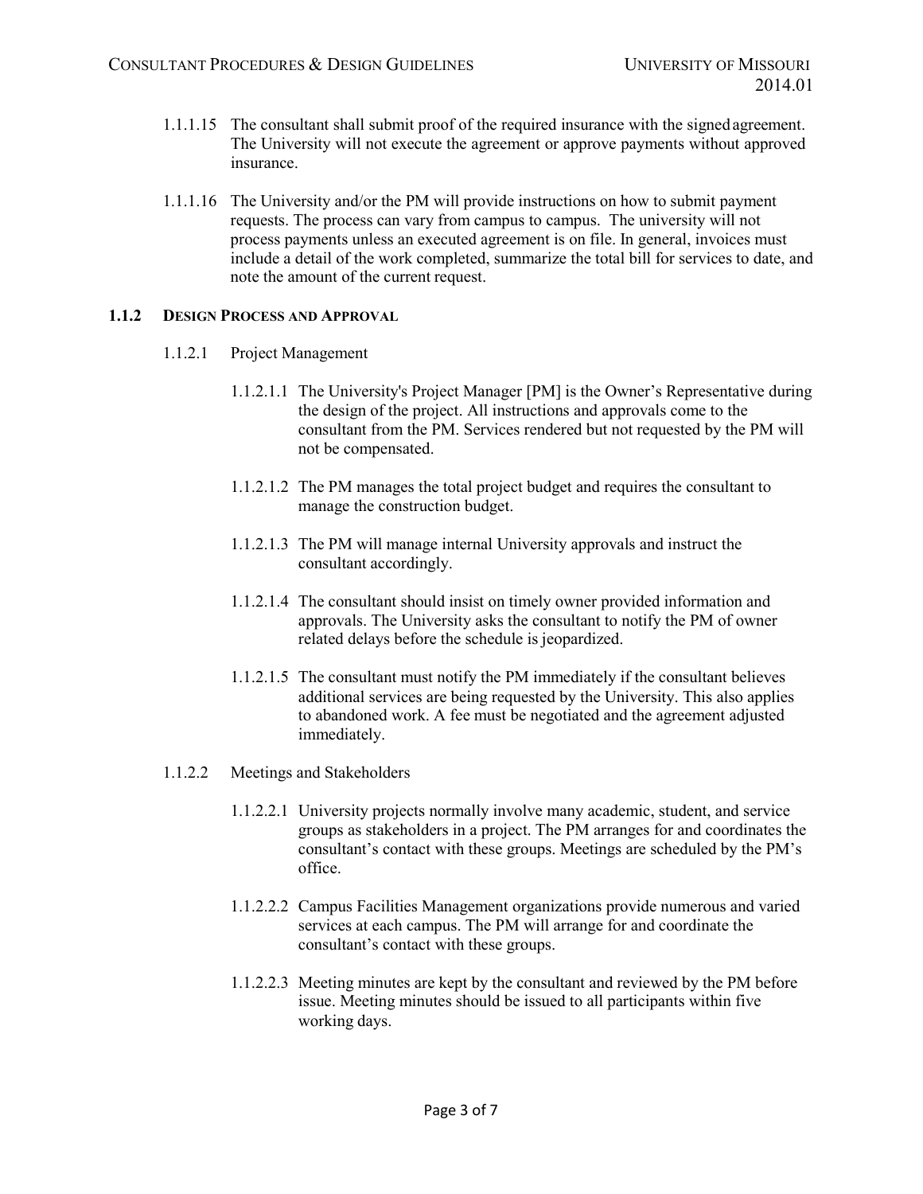1.1.1.15 The consultant shall submit proof of the required insurance with the signed agreement. The University will not execute the agreement or approve payments without approved insurance.

1.1.1.16 The University and/or the PM will provide instructions on how to submit payment requests. The process can vary from campus to campus. The university will not process payments unless an executed agreement is on file. In general, invoices must include a detail of the work completed, summarize the total bill for services to date, and note the amount of the current request.

### 1.1.2 DESIGN PROCESS AND APPROVAL

1.1.2.1 Project Management

1.1.2.1.1 The University's Project Manager [PM] is the Owner's Representative during the design of the project. All instructions and approvals come to the consultant from the PM. Services rendered but not requested by the PM will not be compensated.

1.1.2.1.2 The PM manages the total project budget and requires the consultant to manage the construction budget.

1.1.2.1.3 The PM will manage internal University approvals and instruct the consultant accordingly.

1.1.2.1.4 The consultant should insist on timely owner provided information and approvals. The University asks the consultant to notify the PM of owner related delays before the schedule is jeopardized.

1.1.2.1.5 The consultant must notify the PM immediately if the consultant believes additional services are being requested by the University. This also applies to abandoned work. A fee must be negotiated and the agreement adjusted immediately.

1.1.2.2 Meetings and Stakeholders

1.1.2.2.1 University projects normally involve many academic, student, and service groups as stakeholders in a project. The PM arranges for and coordinates the consultant's contact with these groups. Meetings are scheduled by the PM's office.

1.1.2.2.2 Campus Facilities Management organizations provide numerous and varied services at each campus. The PM will arrange for and coordinate the consultant's contact with these groups.

1.1.2.2.3 Meeting minutes are kept by the consultant and reviewed by the PM before issue. Meeting minutes should be issued to all participants within five working days.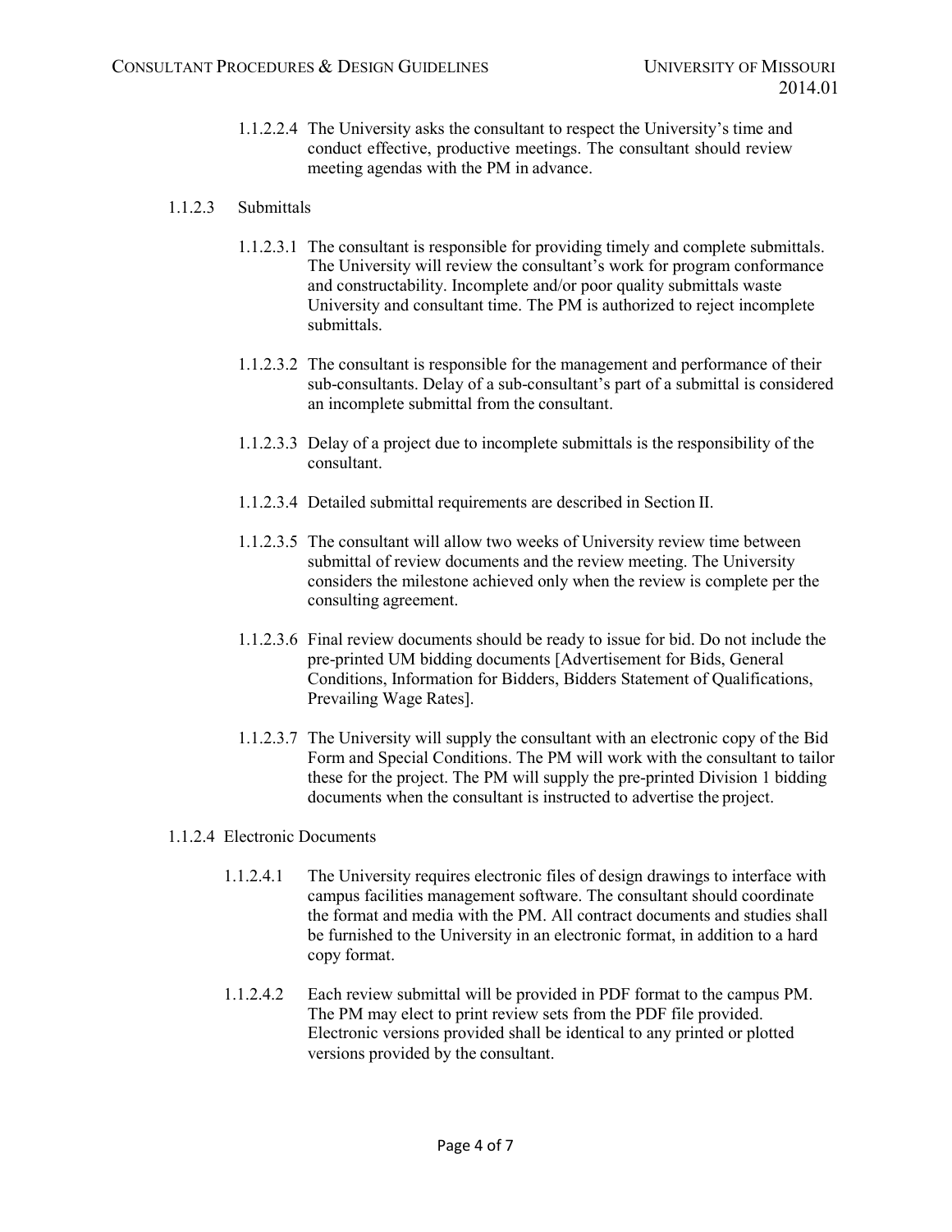1.1.2.2.4 The University asks the consultant to respect the University's time and conduct effective, productive meetings. The consultant should review meeting agendas with the PM in advance.

1.1.2.3 Submittals

1.1.2.3.1 The consultant is responsible for providing timely and complete submittals. The University will review the consultant's work for program conformance and constructability. Incomplete and/or poor quality submittals waste University and consultant time. The PM is authorized to reject incomplete submittals.

1.1.2.3.2 The consultant is responsible for the management and performance of their sub-consultants. Delay of a sub-consultant's part of a submittal is considered an incomplete submittal from the consultant.

1.1.2.3.3 Delay of a project due to incomplete submittals is the responsibility of the consultant.

1.1.2.3.4 Detailed submittal requirements are described in Section II.

1.1.2.3.5 The consultant will allow two weeks of University review time between submittal of review documents and the review meeting. The University considers the milestone achieved only when the review is complete per the consulting agreement.

1.1.2.3.6 Final review documents should be ready to issue for bid. Do not include the pre-printed UM bidding documents [Advertisement for Bids, General Conditions, Information for Bidders, Bidders Statement of Qualifications, Prevailing Wage Rates].

1.1.2.3.7 The University will supply the consultant with an electronic copy of the Bid Form and Special Conditions. The PM will work with the consultant to tailor these for the project. The PM will supply the pre-printed Division 1 bidding documents when the consultant is instructed to advertise the project.

1.1.2.4 Electronic Documents

1.1.2.4.1 The University requires electronic files of design drawings to interface with campus facilities management software. The consultant should coordinate the format and media with the PM. All contract documents and studies shall be furnished to the University in an electronic format, in addition to a hard copy format.

1.1.2.4.2 Each review submittal will be provided in PDF format to the campus PM. The PM may elect to print review sets from the PDF file provided. Electronic versions provided shall be identical to any printed or plotted versions provided by the consultant.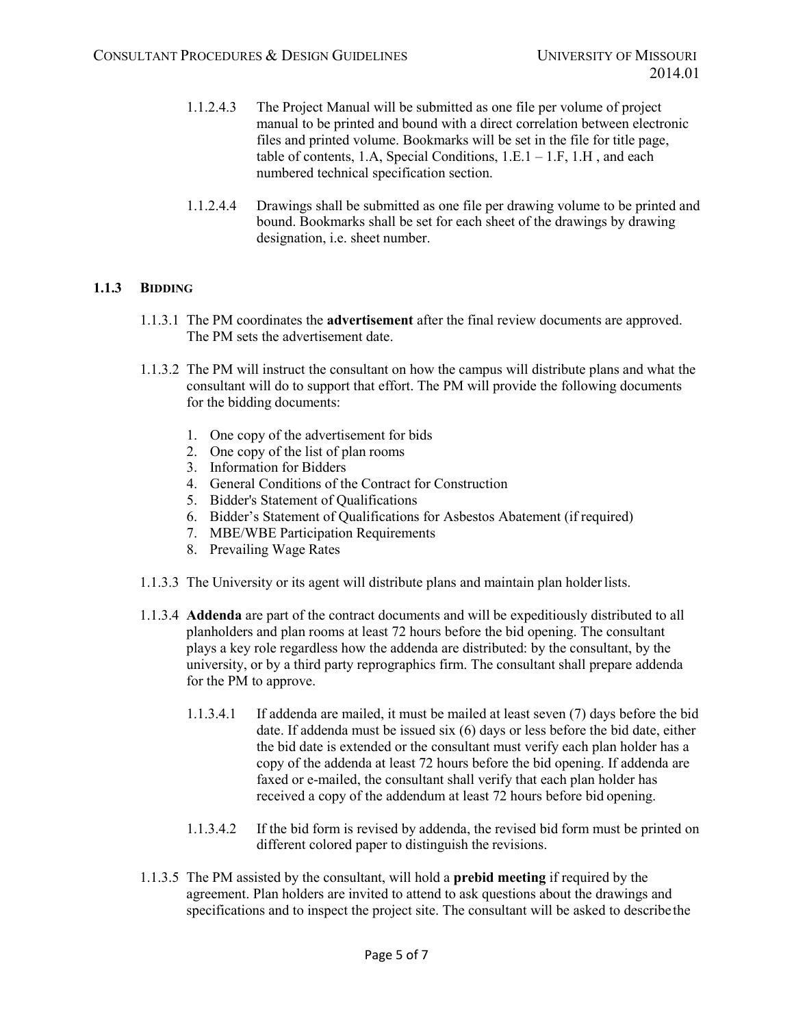1.1.2.4.3 The Project Manual will be submitted as one file per volume of project manual to be printed and bound with a direct correlation between electronic files and printed volume. Bookmarks will be set in the file for title page, table of contents, 1.A, Special Conditions, 1.E.1 – 1.F, 1.H , and each numbered technical specification section.

1.1.2.4.4 Drawings shall be submitted as one file per drawing volume to be printed and bound. Bookmarks shall be set for each sheet of the drawings by drawing designation, i.e. sheet number.

### 1.1.3 BIDDING

1.1.3.1 The PM coordinates the **advertisement** after the final review documents are approved. The PM sets the advertisement date.

1.1.3.2 The PM will instruct the consultant on how the campus will distribute plans and what the consultant will do to support that effort. The PM will provide the following documents for the bidding documents:

1. One copy of the advertisement for bids
2. One copy of the list of plan rooms
3. Information for Bidders
4. General Conditions of the Contract for Construction
5. Bidder's Statement of Qualifications
6. Bidder's Statement of Qualifications for Asbestos Abatement (if required)
7. MBE/WBE Participation Requirements
8. Prevailing Wage Rates

1.1.3.3 The University or its agent will distribute plans and maintain plan holder lists.

1.1.3.4 **Addenda** are part of the contract documents and will be expeditiously distributed to all planholders and plan rooms at least 72 hours before the bid opening. The consultant plays a key role regardless how the addenda are distributed: by the consultant, by the university, or by a third party reprographics firm. The consultant shall prepare addenda for the PM to approve.

1.1.3.4.1 If addenda are mailed, it must be mailed at least seven (7) days before the bid date. If addenda must be issued six (6) days or less before the bid date, either the bid date is extended or the consultant must verify each plan holder has a copy of the addenda at least 72 hours before the bid opening. If addenda are faxed or e-mailed, the consultant shall verify that each plan holder has received a copy of the addendum at least 72 hours before bid opening.

1.1.3.4.2 If the bid form is revised by addenda, the revised bid form must be printed on different colored paper to distinguish the revisions.

1.1.3.5 The PM assisted by the consultant, will hold a **prebid meeting** if required by the agreement. Plan holders are invited to attend to ask questions about the drawings and specifications and to inspect the project site. The consultant will be asked to describe the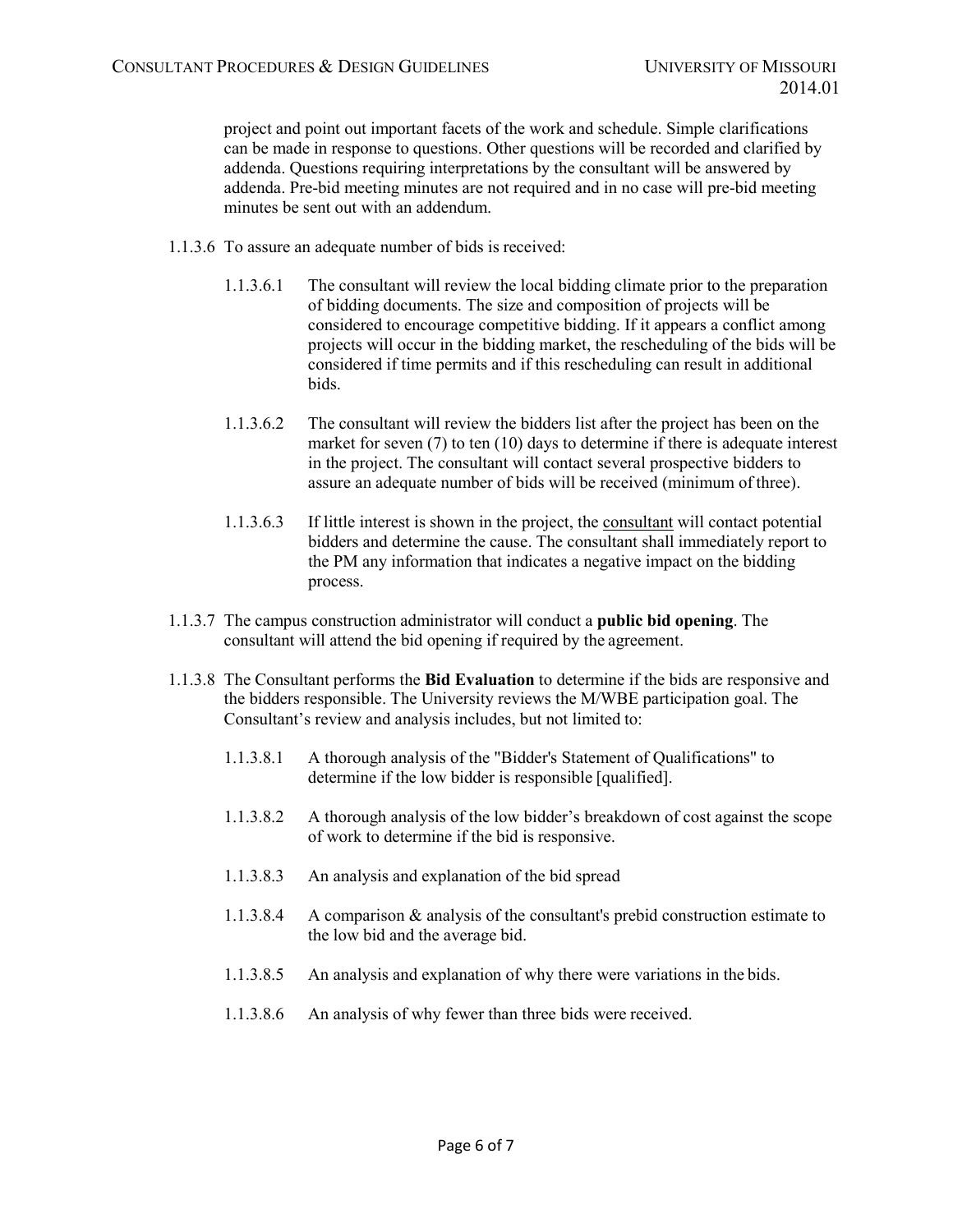project and point out important facets of the work and schedule. Simple clarifications can be made in response to questions. Other questions will be recorded and clarified by addenda. Questions requiring interpretations by the consultant will be answered by addenda. Pre-bid meeting minutes are not required and in no case will pre-bid meeting minutes be sent out with an addendum.

1.1.3.6 To assure an adequate number of bids is received:

1.1.3.6.1 The consultant will review the local bidding climate prior to the preparation of bidding documents. The size and composition of projects will be considered to encourage competitive bidding. If it appears a conflict among projects will occur in the bidding market, the rescheduling of the bids will be considered if time permits and if this rescheduling can result in additional bids.

1.1.3.6.2 The consultant will review the bidders list after the project has been on the market for seven (7) to ten (10) days to determine if there is adequate interest in the project. The consultant will contact several prospective bidders to assure an adequate number of bids will be received (minimum of three).

1.1.3.6.3 If little interest is shown in the project, the consultant will contact potential bidders and determine the cause. The consultant shall immediately report to the PM any information that indicates a negative impact on the bidding process.

1.1.3.7 The campus construction administrator will conduct a **public bid opening**. The consultant will attend the bid opening if required by the agreement.

1.1.3.8 The Consultant performs the **Bid Evaluation** to determine if the bids are responsive and the bidders responsible. The University reviews the M/WBE participation goal. The Consultant's review and analysis includes, but not limited to:

1.1.3.8.1 A thorough analysis of the "Bidder's Statement of Qualifications" to determine if the low bidder is responsible [qualified].

1.1.3.8.2 A thorough analysis of the low bidder's breakdown of cost against the scope of work to determine if the bid is responsive.

1.1.3.8.3 An analysis and explanation of the bid spread

1.1.3.8.4 A comparison & analysis of the consultant's prebid construction estimate to the low bid and the average bid.

1.1.3.8.5 An analysis and explanation of why there were variations in the bids.

1.1.3.8.6 An analysis of why fewer than three bids were received.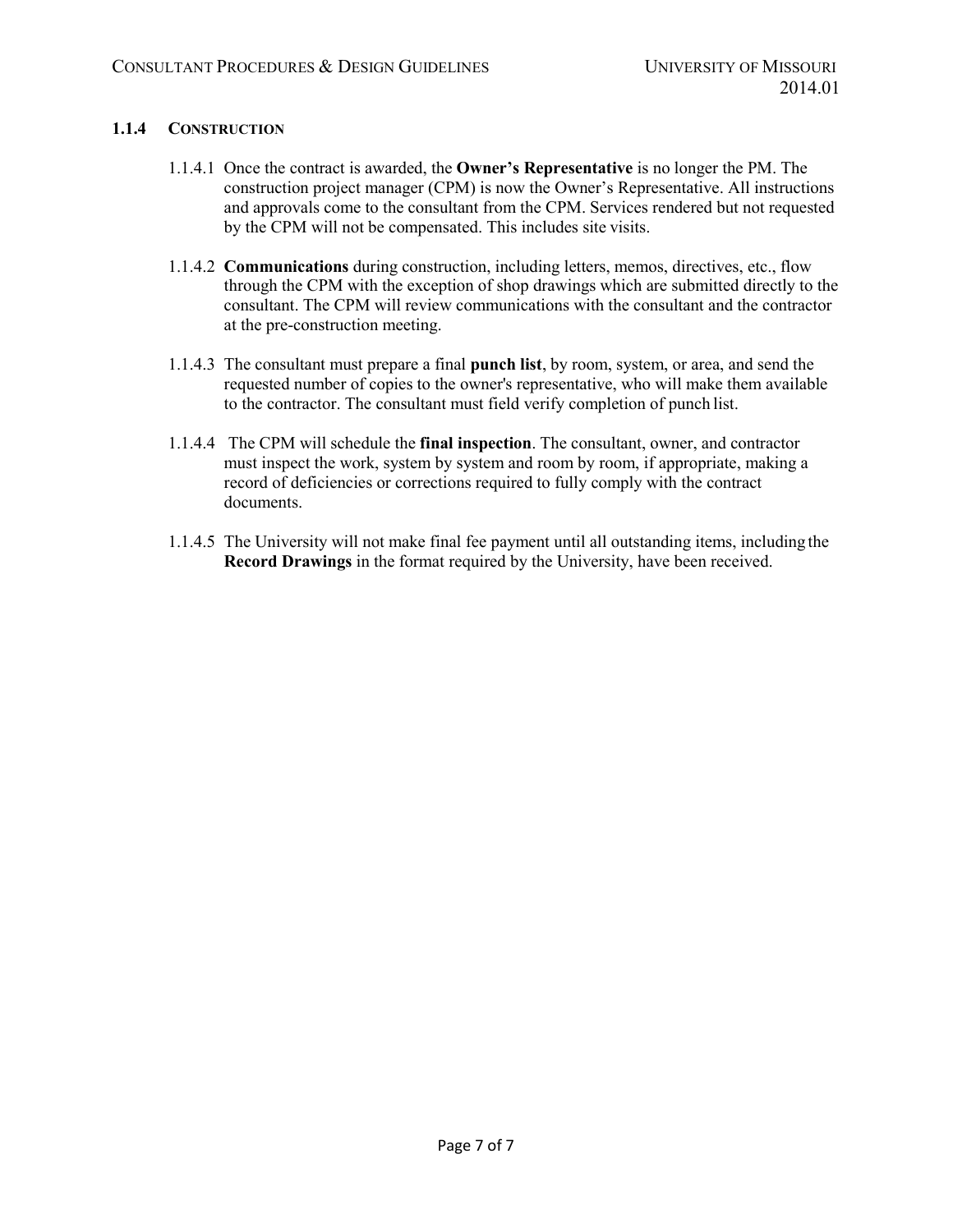### 1.1.4 CONSTRUCTION

1.1.4.1 Once the contract is awarded, the **Owner's Representative** is no longer the PM. The construction project manager (CPM) is now the Owner's Representative. All instructions and approvals come to the consultant from the CPM. Services rendered but not requested by the CPM will not be compensated. This includes site visits.

1.1.4.2 **Communications** during construction, including letters, memos, directives, etc., flow through the CPM with the exception of shop drawings which are submitted directly to the consultant. The CPM will review communications with the consultant and the contractor at the pre-construction meeting.

1.1.4.3 The consultant must prepare a final **punch list**, by room, system, or area, and send the requested number of copies to the owner's representative, who will make them available to the contractor. The consultant must field verify completion of punch list.

1.1.4.4 The CPM will schedule the **final inspection**. The consultant, owner, and contractor must inspect the work, system by system and room by room, if appropriate, making a record of deficiencies or corrections required to fully comply with the contract documents.

1.1.4.5 The University will not make final fee payment until all outstanding items, including the **Record Drawings** in the format required by the University, have been received.